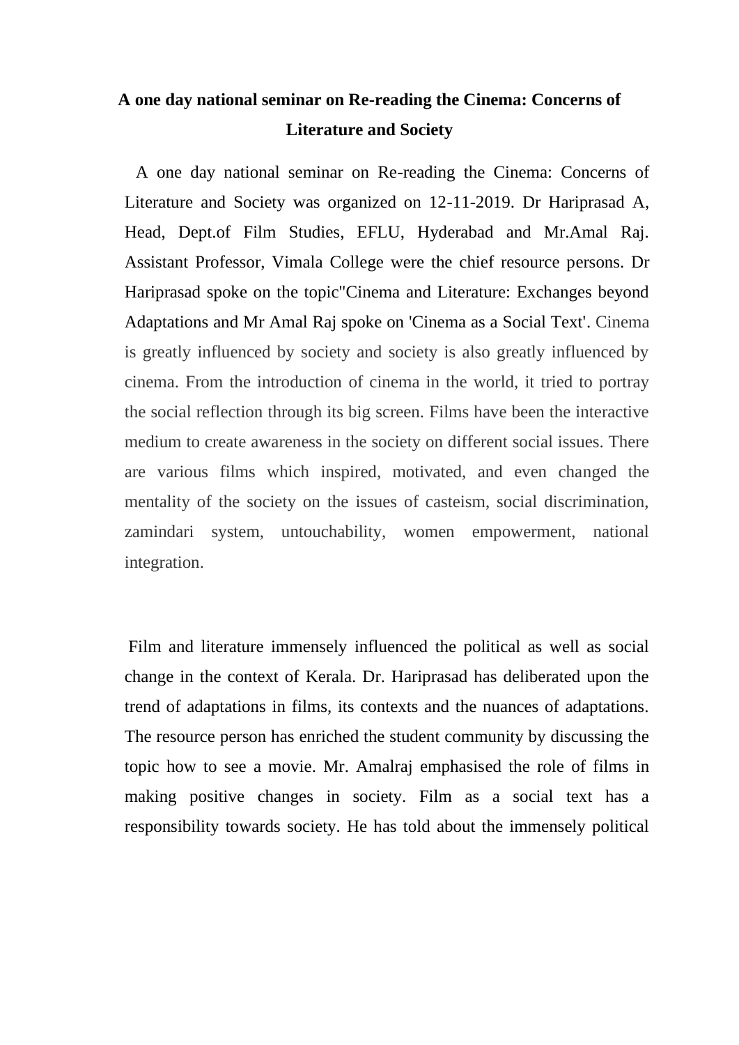# A one day national seminar on Re-reading the Cinema: Concerns of Literature and Society

A one day national seminar on Re-reading the Cinema: Concerns of Literature and Society was organized on 12-11-2019. Dr Hariprasad A, Head, Dept.of Film Studies, EFLU, Hyderabad and Mr.Amal Raj. Assistant Professor, Vimala College were the chief resource persons. Dr Hariprasad spoke on the topic"Cinema and Literature: Exchanges beyond Adaptations and Mr Amal Raj spoke on 'Cinema as a Social Text'. Cinema is greatly influenced by society and society is also greatly influenced by cinema. From the introduction of cinema in the world, it tried to portray the social reflection through its big screen. Films have been the interactive medium to create awareness in the society on different social issues. There are various films which inspired, motivated, and even changed the mentality of the society on the issues of casteism, social discrimination, zamindari system, untouchability, women empowerment, national integration.

Film and literature immensely influenced the political as well as social change in the context of Kerala. Dr. Hariprasad has deliberated upon the trend of adaptations in films, its contexts and the nuances of adaptations. The resource person has enriched the student community by discussing the topic how to see a movie. Mr. Amalraj emphasised the role of films in making positive changes in society. Film as a social text has a responsibility towards society. He has told about the immensely political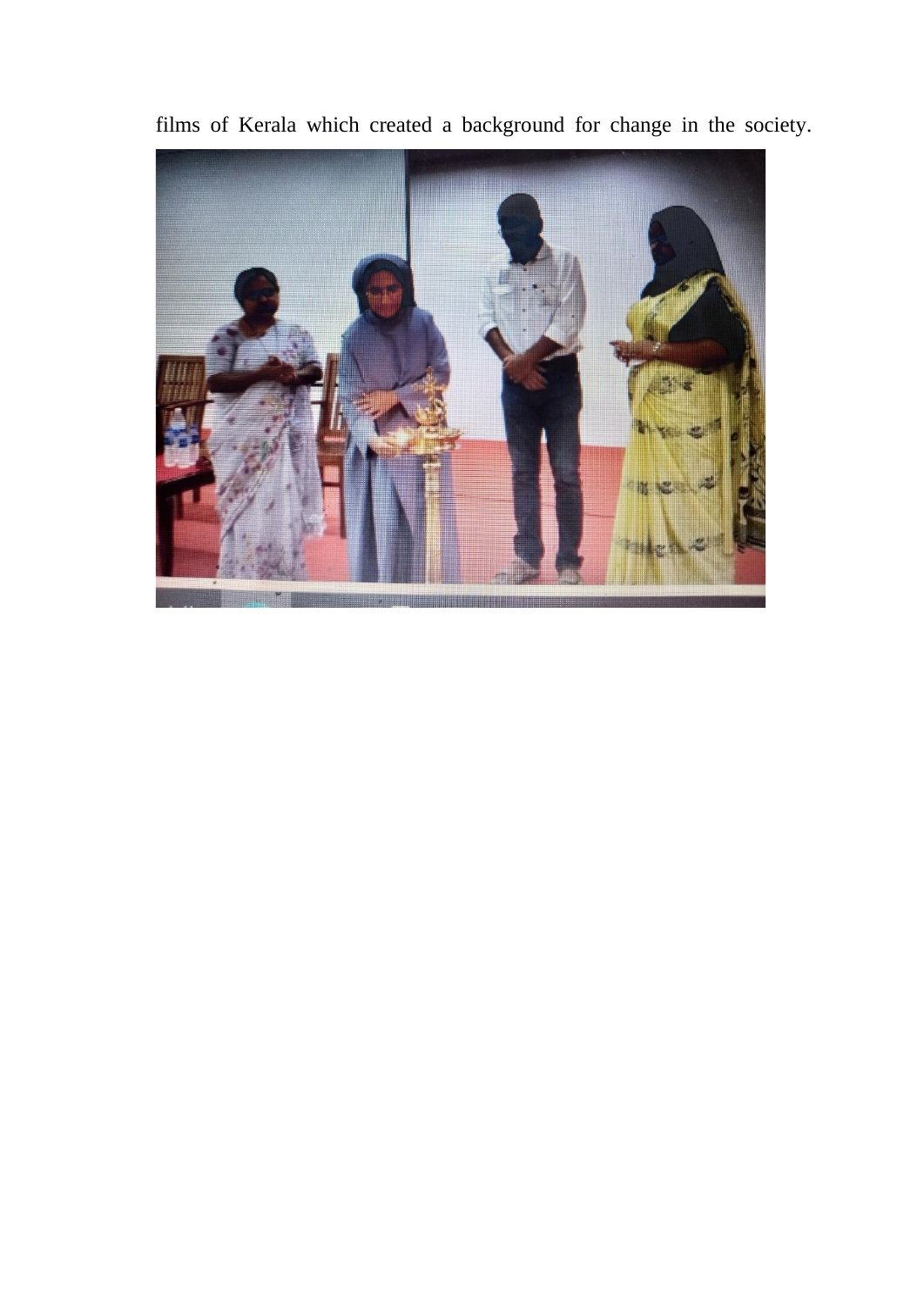films of Kerala which created a background for change in the society.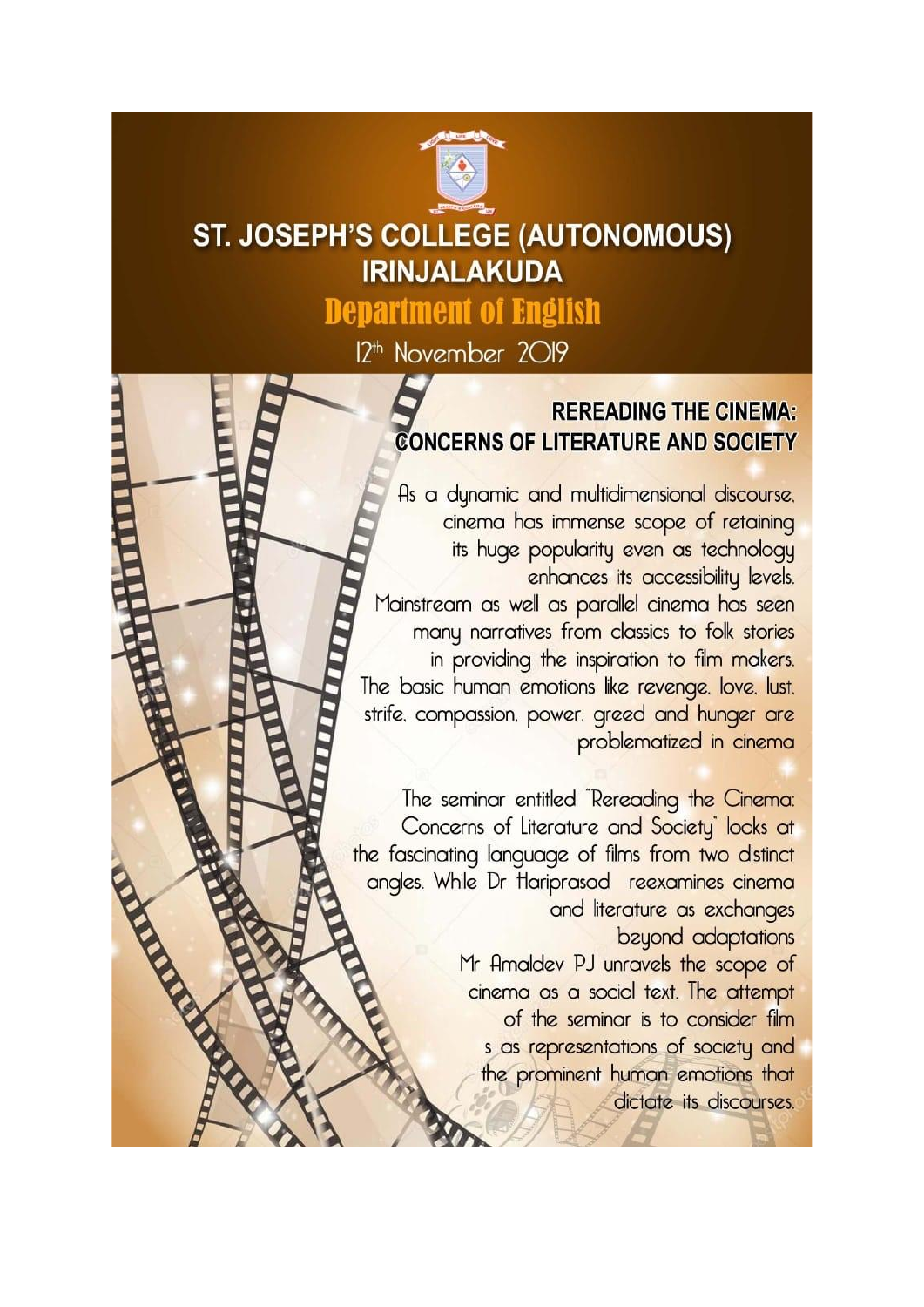# ST. JOSEPH'S COLLEGE (AUTONOMOUS) IRINJALAKUDA

## Department of English

12th November 2019

### REREADING THE CINEMA: CONCERNS OF LITERATURE AND SOCIETY

As a dynamic and multidimensional discourse, cinema has immense scope of retaining its huge popularity even as technology enhances its accessibility levels. Mainstream as well as parallel cinema has seen many narratives from classics to folk stories in providing the inspiration to film makers. The basic human emotions like revenge, love, lust, strife, compassion, power, greed and hunger are problematized in cinema

The seminar entitled "Rereading the Cinema: Concerns of Literature and Society" looks at the fascinating language of films from two distinct angles. While Dr Hariprasad reexamines cinema and literature as exchanges beyond adaptations Mr Amaldev PJ unravels the scope of cinema as a social text. The attempt of the seminar is to consider film s as representations of society and the prominent human emotions that dictate its discourses.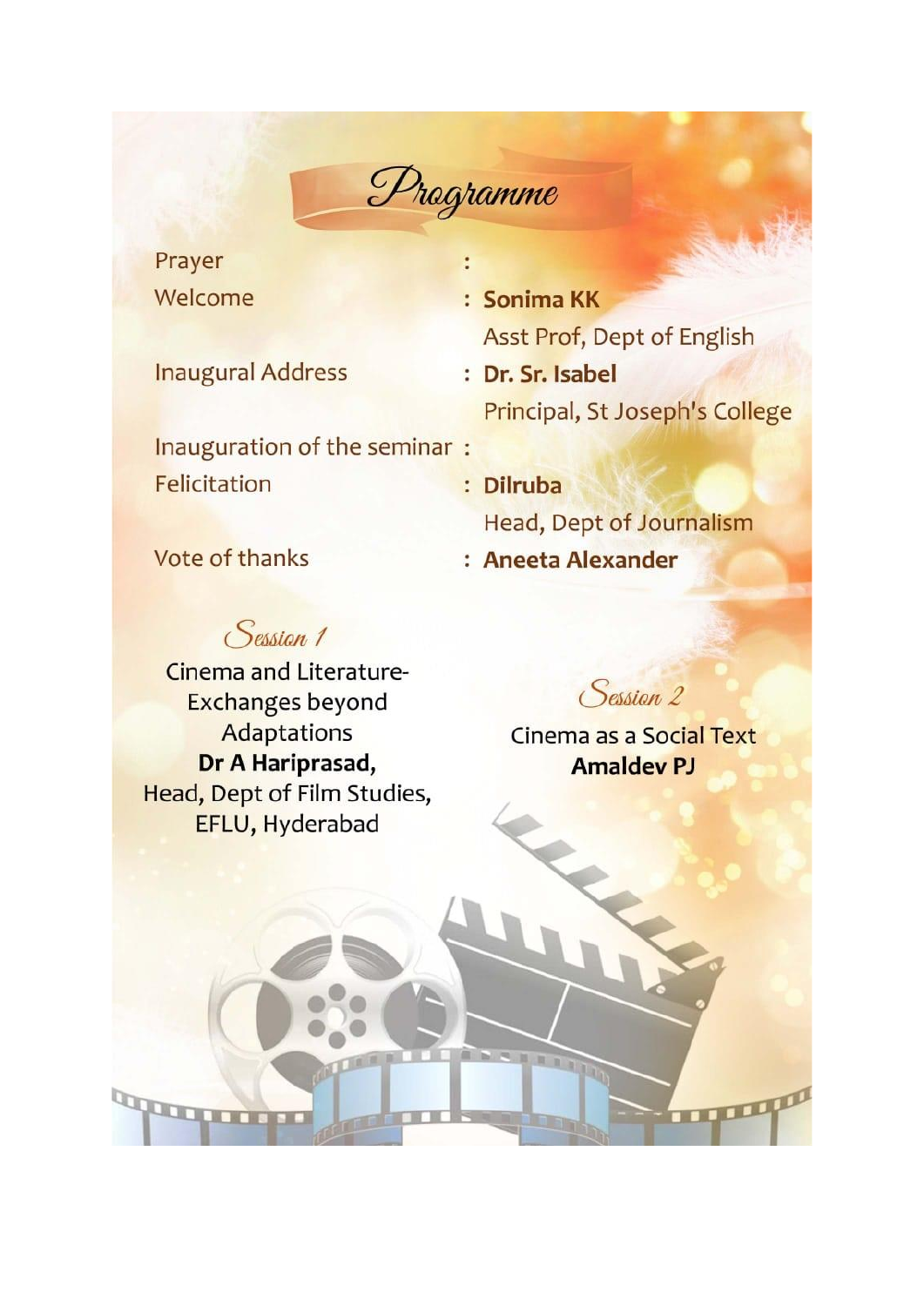# Programme

| | |
|---|---|
| Prayer | : |
| Welcome | : **Sonima KK**<br>Asst Prof, Dept of English |
| Inaugural Address | : **Dr. Sr. Isabel**<br>Principal, St Joseph's College |
| Inauguration of the seminar | : |
| Felicitation | : **Dilruba**<br>Head, Dept of Journalism |
| Vote of thanks | : **Aneeta Alexander** |

## Session 1

Cinema and Literature-Exchanges beyond Adaptations

**Dr A Hariprasad,**

Head, Dept of Film Studies, EFLU, Hyderabad

## Session 2

Cinema as a Social Text

**Amaldev PJ**